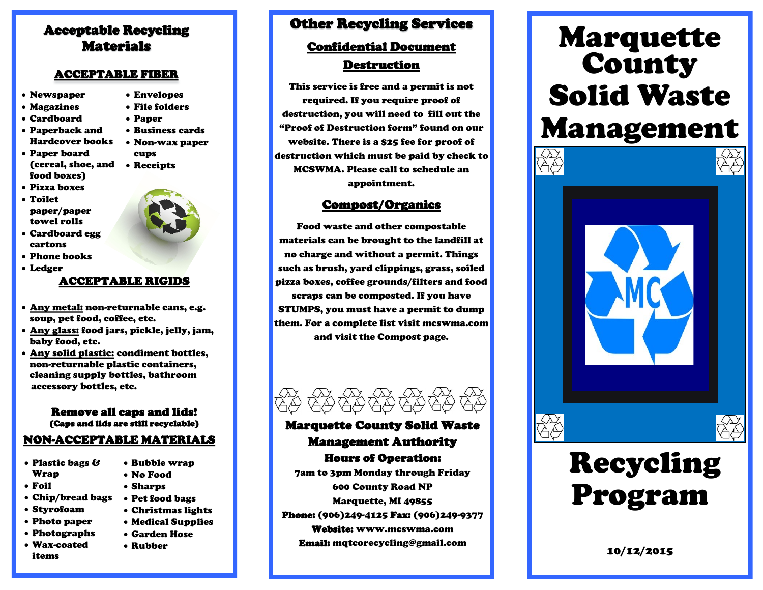# Acceptable Recycling Materials

## ACCEPTABLE FIBER

- Newspaper
- Magazines
- Cardboard
- Paperback and Hardcover books
- Paper board (cereal, shoe, and food boxes)
- Pizza boxes
- Toilet paper/paper towel rolls
- Cardboard egg cartons
- Phone books
- Ledger
- Envelopes
- File folders
- Paper
- Business cards
- Non-wax paper cups
- Receipts

## ACCEPTABLE RIGIDS

- Any metal: non-returnable cans, e.g. soup, pet food, coffee, etc.
- Any glass: food jars, pickle, jelly, jam, baby food, etc.
- Any solid plastic: condiment bottles, non-returnable plastic containers, cleaning supply bottles, bathroom accessory bottles, etc.

**Remove all caps and lids!**
**(Caps and lids are still recyclable)**

## NON-ACCEPTABLE MATERIALS

- Plastic bags & Wrap
- Foil
- Chip/bread bags
- Styrofoam
- Photo paper
- Photographs
- Wax-coated items
- Bubble wrap
- No Food
- Sharps
- Pet food bags
- Christmas lights
- Medical Supplies
- Garden Hose
- Rubber

# Other Recycling Services

## Confidential Document Destruction

This service is free and a permit is not required. If you require proof of destruction, you will need to fill out the "Proof of Destruction form" found on our website. There is a $25 fee for proof of destruction which must be paid by check to MCSWMA. Please call to schedule an appointment.

## Compost/Organics

Food waste and other compostable materials can be brought to the landfill at no charge and without a permit. Things such as brush, yard clippings, grass, soiled pizza boxes, coffee grounds/filters and food scraps can be composted. If you have STUMPS, you must have a permit to dump them. For a complete list visit mcswma.com and visit the Compost page.

**Marquette County Solid Waste Management Authority**

**Hours of Operation:**

7am to 3pm Monday through Friday
600 County Road NP
Marquette, MI 49855
Phone: (906)249-4125 Fax: (906)249-9377
**Website:** www.mcswma.com
**Email:** mqtcorecycling@gmail.com

# Marquette County Solid Waste Management

# Recycling Program

10/12/2015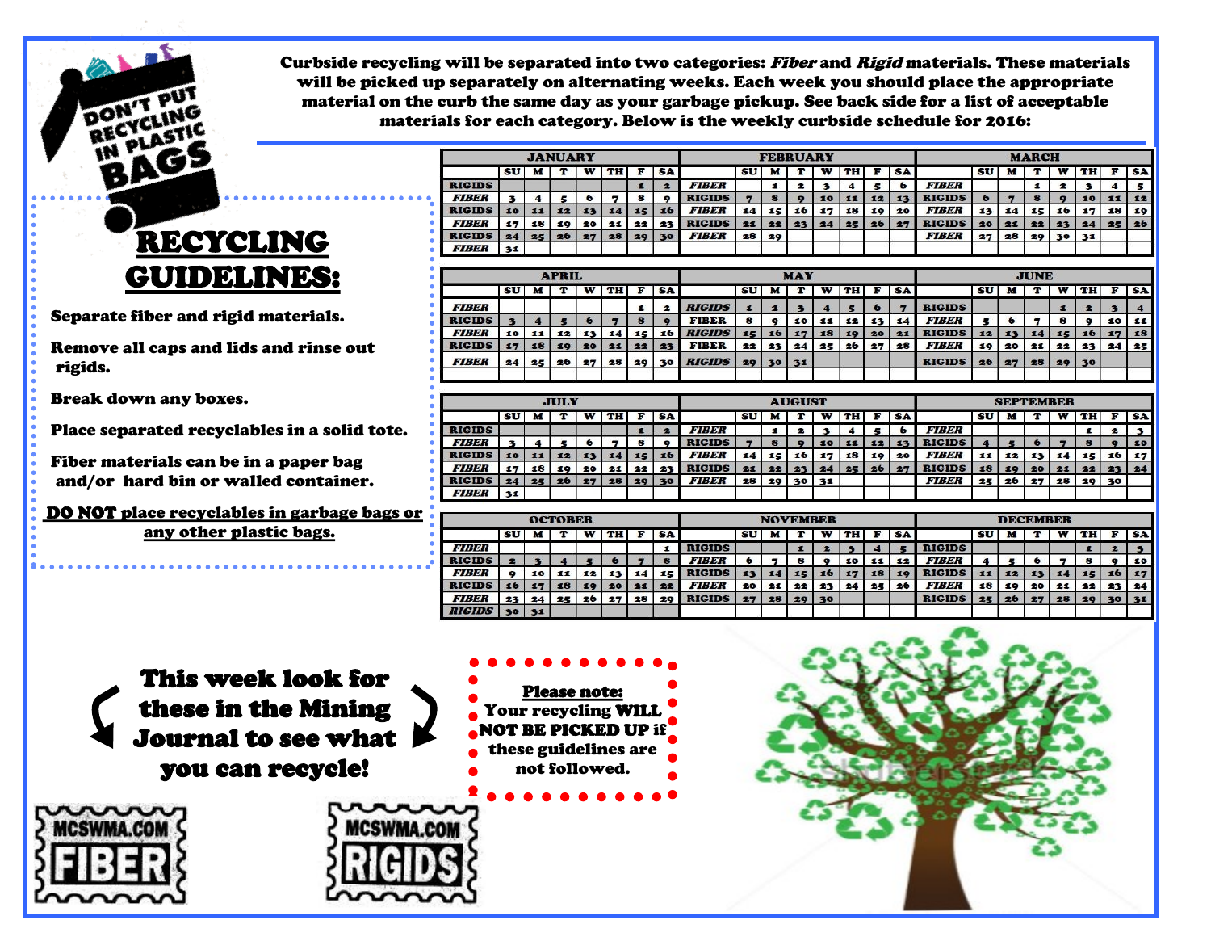DON'T PUT RECYCLING IN PLASTIC BAGS

Curbside recycling will be separated into two categories: *Fiber* and *Rigid* materials. These materials will be picked up separately on alternating weeks. Each week you should place the appropriate material on the curb the same day as your garbage pickup. See back side for a list of acceptable materials for each category. Below is the weekly curbside schedule for 2016:

# RECYCLING GUIDELINES:

Separate fiber and rigid materials.

Remove all caps and lids and rinse out rigids.

Break down any boxes.

Place separated recyclables in a solid tote.

Fiber materials can be in a paper bag and/or hard bin or walled container.

**DO NOT place recyclables in garbage bags or any other plastic bags.**

**JANUARY**

| | SU | M | T | W | TH | F | SA |
|---|---|---|---|---|---|---|---|
| RIGIDS | | | | | | 1 | 2 |
| FIBER | 3 | 4 | 5 | 6 | 7 | 8 | 9 |
| RIGIDS | 10 | 11 | 12 | 13 | 14 | 15 | 16 |
| FIBER | 17 | 18 | 19 | 20 | 21 | 22 | 23 |
| RIGIDS | 24 | 25 | 26 | 27 | 28 | 29 | 30 |
| FIBER | 31 | | | | | | |

**FEBRUARY**

| | SU | M | T | W | TH | F | SA |
|---|---|---|---|---|---|---|---|
| FIBER | | 1 | 2 | 3 | 4 | 5 | 6 |
| RIGIDS | 7 | 8 | 9 | 10 | 11 | 12 | 13 |
| FIBER | 14 | 15 | 16 | 17 | 18 | 19 | 20 |
| RIGIDS | 21 | 22 | 23 | 24 | 25 | 26 | 27 |
| FIBER | 28 | 29 | | | | | |

**MARCH**

| | SU | M | T | W | TH | F | SA |
|---|---|---|---|---|---|---|---|
| FIBER | | | 1 | 2 | 3 | 4 | 5 |
| RIGIDS | 6 | 7 | 8 | 9 | 10 | 11 | 12 |
| FIBER | 13 | 14 | 15 | 16 | 17 | 18 | 19 |
| RIGIDS | 20 | 21 | 22 | 23 | 24 | 25 | 26 |
| FIBER | 27 | 28 | 29 | 30 | 31 | | |

**APRIL**

| | SU | M | T | W | TH | F | SA |
|---|---|---|---|---|---|---|---|
| FIBER | | | | | | 1 | 2 |
| RIGIDS | 3 | 4 | 5 | 6 | 7 | 8 | 9 |
| FIBER | 10 | 11 | 12 | 13 | 14 | 15 | 16 |
| RIGIDS | 17 | 18 | 19 | 20 | 21 | 22 | 23 |
| FIBER | 24 | 25 | 26 | 27 | 28 | 29 | 30 |

**MAY**

| | SU | M | T | W | TH | F | SA |
|---|---|---|---|---|---|---|---|
| RIGIDS | 1 | 2 | 3 | 4 | 5 | 6 | 7 |
| FIBER | 8 | 9 | 10 | 11 | 12 | 13 | 14 |
| RIGIDS | 15 | 16 | 17 | 18 | 19 | 20 | 21 |
| FIBER | 22 | 23 | 24 | 25 | 26 | 27 | 28 |
| RIGIDS | 29 | 30 | 31 | | | | |

**JUNE**

| | SU | M | T | W | TH | F | SA |
|---|---|---|---|---|---|---|---|
| RIGIDS | | | | 1 | 2 | 3 | 4 |
| FIBER | 5 | 6 | 7 | 8 | 9 | 10 | 11 |
| RIGIDS | 12 | 13 | 14 | 15 | 16 | 17 | 18 |
| FIBER | 19 | 20 | 21 | 22 | 23 | 24 | 25 |
| RIGIDS | 26 | 27 | 28 | 29 | 30 | | |

**JULY**

| | SU | M | T | W | TH | F | SA |
|---|---|---|---|---|---|---|---|
| RIGIDS | | | | | | 1 | 2 |
| FIBER | 3 | 4 | 5 | 6 | 7 | 8 | 9 |
| RIGIDS | 10 | 11 | 12 | 13 | 14 | 15 | 16 |
| FIBER | 17 | 18 | 19 | 20 | 21 | 22 | 23 |
| RIGIDS | 24 | 25 | 26 | 27 | 28 | 29 | 30 |
| FIBER | 31 | | | | | | |

**AUGUST**

| | SU | M | T | W | TH | F | SA |
|---|---|---|---|---|---|---|---|
| FIBER | | 1 | 2 | 3 | 4 | 5 | 6 |
| RIGIDS | 7 | 8 | 9 | 10 | 11 | 12 | 13 |
| FIBER | 14 | 15 | 16 | 17 | 18 | 19 | 20 |
| RIGIDS | 21 | 22 | 23 | 24 | 25 | 26 | 27 |
| FIBER | 28 | 29 | 30 | 31 | | | |

**SEPTEMBER**

| | SU | M | T | W | TH | F | SA |
|---|---|---|---|---|---|---|---|
| FIBER | | | | | 1 | 2 | 3 |
| RIGIDS | 4 | 5 | 6 | 7 | 8 | 9 | 10 |
| FIBER | 11 | 12 | 13 | 14 | 15 | 16 | 17 |
| RIGIDS | 18 | 19 | 20 | 21 | 22 | 23 | 24 |
| FIBER | 25 | 26 | 27 | 28 | 29 | 30 | |

**OCTOBER**

| | SU | M | T | W | TH | F | SA |
|---|---|---|---|---|---|---|---|
| FIBER | | | | | | | 1 |
| RIGIDS | 2 | 3 | 4 | 5 | 6 | 7 | 8 |
| FIBER | 9 | 10 | 11 | 12 | 13 | 14 | 15 |
| RIGIDS | 16 | 17 | 18 | 19 | 20 | 21 | 22 |
| FIBER | 23 | 24 | 25 | 26 | 27 | 28 | 29 |
| RIGIDS | 30 | 31 | | | | | |

**NOVEMBER**

| | SU | M | T | W | TH | F | SA |
|---|---|---|---|---|---|---|---|
| RIGIDS | | | 1 | 2 | 3 | 4 | 5 |
| FIBER | 6 | 7 | 8 | 9 | 10 | 11 | 12 |
| RIGIDS | 13 | 14 | 15 | 16 | 17 | 18 | 19 |
| FIBER | 20 | 21 | 22 | 23 | 24 | 25 | 26 |
| RIGIDS | 27 | 28 | 29 | 30 | | | |

**DECEMBER**

| | SU | M | T | W | TH | F | SA |
|---|---|---|---|---|---|---|---|
| RIGIDS | | | | | 1 | 2 | 3 |
| FIBER | 4 | 5 | 6 | 7 | 8 | 9 | 10 |
| RIGIDS | 11 | 12 | 13 | 14 | 15 | 16 | 17 |
| FIBER | 18 | 19 | 20 | 21 | 22 | 23 | 24 |
| RIGIDS | 25 | 26 | 27 | 28 | 29 | 30 | 31 |

**This week look for these in the Mining Journal to see what you can recycle!**

MCSWMA.COM FIBER

MCSWMA.COM RIGIDS

**Please note:**
Your recycling **WILL NOT BE PICKED UP** if these guidelines are not followed.